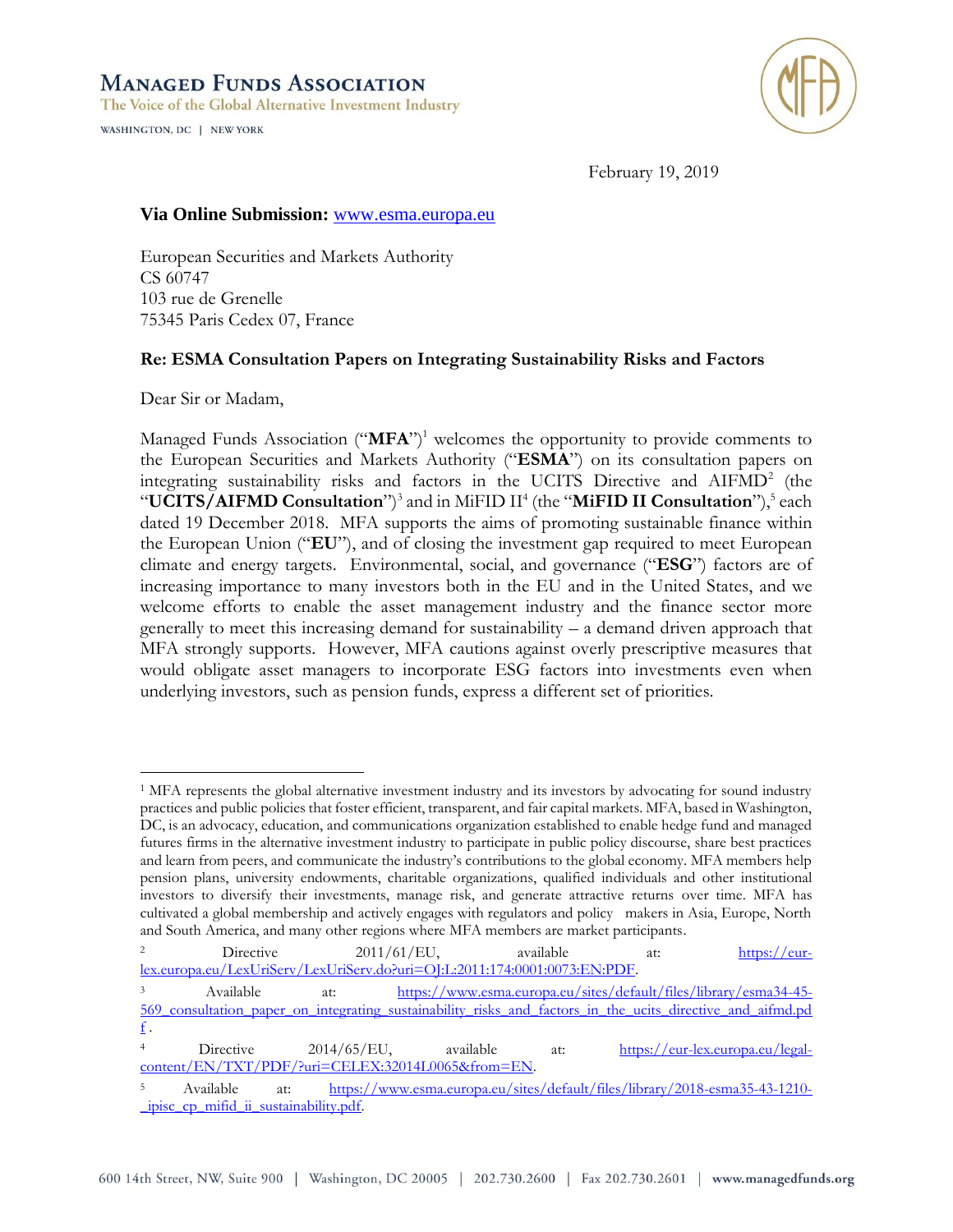# Managed Funds Association

The Voice of the Global Alternative Investment Industry

WASHINGTON, DC | NEW YORK

February 19, 2019

**Via Online Submission:** www.esma.europa.eu

European Securities and Markets Authority
CS 60747
103 rue de Grenelle
75345 Paris Cedex 07, France

**Re: ESMA Consultation Papers on Integrating Sustainability Risks and Factors**

Dear Sir or Madam,

Managed Funds Association ("**MFA**")[1] welcomes the opportunity to provide comments to the European Securities and Markets Authority ("**ESMA**") on its consultation papers on integrating sustainability risks and factors in the UCITS Directive and AIFMD[2] (the "**UCITS/AIFMD Consultation**")[3] and in MiFID II[4] (the "**MiFID II Consultation**"),[5] each dated 19 December 2018. MFA supports the aims of promoting sustainable finance within the European Union ("**EU**"), and of closing the investment gap required to meet European climate and energy targets. Environmental, social, and governance ("**ESG**") factors are of increasing importance to many investors both in the EU and in the United States, and we welcome efforts to enable the asset management industry and the finance sector more generally to meet this increasing demand for sustainability – a demand driven approach that MFA strongly supports. However, MFA cautions against overly prescriptive measures that would obligate asset managers to incorporate ESG factors into investments even when underlying investors, such as pension funds, express a different set of priorities.

---

[1] MFA represents the global alternative investment industry and its investors by advocating for sound industry practices and public policies that foster efficient, transparent, and fair capital markets. MFA, based in Washington, DC, is an advocacy, education, and communications organization established to enable hedge fund and managed futures firms in the alternative investment industry to participate in public policy discourse, share best practices and learn from peers, and communicate the industry's contributions to the global economy. MFA members help pension plans, university endowments, charitable organizations, qualified individuals and other institutional investors to diversify their investments, manage risk, and generate attractive returns over time. MFA has cultivated a global membership and actively engages with regulators and policy makers in Asia, Europe, North and South America, and many other regions where MFA members are market participants.

[2] Directive 2011/61/EU, available at: https://eur-lex.europa.eu/LexUriServ/LexUriServ.do?uri=OJ:L:2011:174:0001:0073:EN:PDF.

[3] Available at: https://www.esma.europa.eu/sites/default/files/library/esma34-45-569_consultation_paper_on_integrating_sustainability_risks_and_factors_in_the_ucits_directive_and_aifmd.pdf.

[4] Directive 2014/65/EU, available at: https://eur-lex.europa.eu/legal-content/EN/TXT/PDF/?uri=CELEX:32014L0065&from=EN.

[5] Available at: https://www.esma.europa.eu/sites/default/files/library/2018-esma35-43-1210-_ipisc_cp_mifid_ii_sustainability.pdf.

600 14th Street, NW, Suite 900 | Washington, DC 20005 | 202.730.2600 | Fax 202.730.2601 | www.managedfunds.org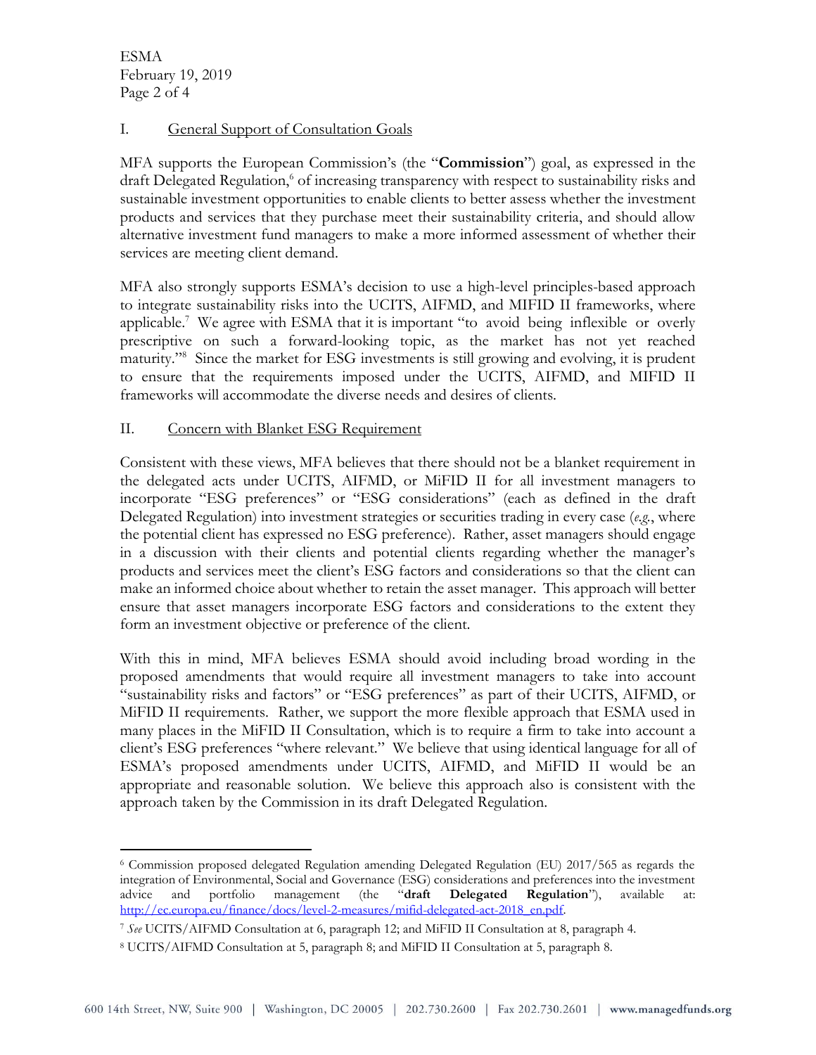## I. General Support of Consultation Goals

MFA supports the European Commission's (the "**Commission**") goal, as expressed in the draft Delegated Regulation,[6] of increasing transparency with respect to sustainability risks and sustainable investment opportunities to enable clients to better assess whether the investment products and services that they purchase meet their sustainability criteria, and should allow alternative investment fund managers to make a more informed assessment of whether their services are meeting client demand.

MFA also strongly supports ESMA's decision to use a high-level principles-based approach to integrate sustainability risks into the UCITS, AIFMD, and MIFID II frameworks, where applicable.[7] We agree with ESMA that it is important "to avoid being inflexible or overly prescriptive on such a forward-looking topic, as the market has not yet reached maturity."[8] Since the market for ESG investments is still growing and evolving, it is prudent to ensure that the requirements imposed under the UCITS, AIFMD, and MIFID II frameworks will accommodate the diverse needs and desires of clients.

## II. Concern with Blanket ESG Requirement

Consistent with these views, MFA believes that there should not be a blanket requirement in the delegated acts under UCITS, AIFMD, or MiFID II for all investment managers to incorporate "ESG preferences" or "ESG considerations" (each as defined in the draft Delegated Regulation) into investment strategies or securities trading in every case (*e.g.*, where the potential client has expressed no ESG preference). Rather, asset managers should engage in a discussion with their clients and potential clients regarding whether the manager's products and services meet the client's ESG factors and considerations so that the client can make an informed choice about whether to retain the asset manager. This approach will better ensure that asset managers incorporate ESG factors and considerations to the extent they form an investment objective or preference of the client.

With this in mind, MFA believes ESMA should avoid including broad wording in the proposed amendments that would require all investment managers to take into account "sustainability risks and factors" or "ESG preferences" as part of their UCITS, AIFMD, or MiFID II requirements. Rather, we support the more flexible approach that ESMA used in many places in the MiFID II Consultation, which is to require a firm to take into account a client's ESG preferences "where relevant." We believe that using identical language for all of ESMA's proposed amendments under UCITS, AIFMD, and MiFID II would be an appropriate and reasonable solution. We believe this approach also is consistent with the approach taken by the Commission in its draft Delegated Regulation.

---

[6] Commission proposed delegated Regulation amending Delegated Regulation (EU) 2017/565 as regards the integration of Environmental, Social and Governance (ESG) considerations and preferences into the investment advice and portfolio management (the "**draft Delegated Regulation**"), available at: http://ec.europa.eu/finance/docs/level-2-measures/mifid-delegated-act-2018_en.pdf.

[7] *See* UCITS/AIFMD Consultation at 6, paragraph 12; and MiFID II Consultation at 8, paragraph 4.

[8] UCITS/AIFMD Consultation at 5, paragraph 8; and MiFID II Consultation at 5, paragraph 8.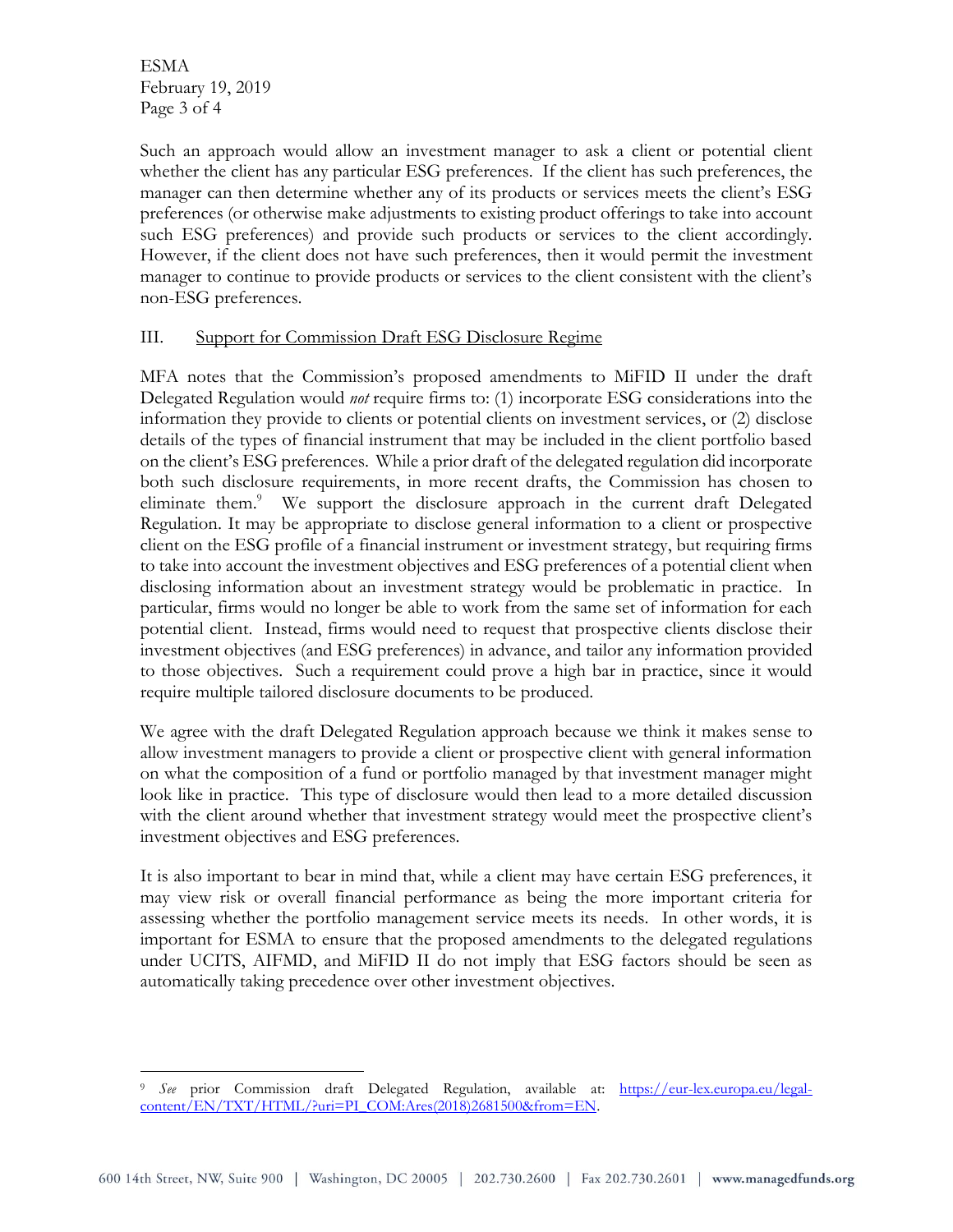Such an approach would allow an investment manager to ask a client or potential client whether the client has any particular ESG preferences. If the client has such preferences, the manager can then determine whether any of its products or services meets the client's ESG preferences (or otherwise make adjustments to existing product offerings to take into account such ESG preferences) and provide such products or services to the client accordingly. However, if the client does not have such preferences, then it would permit the investment manager to continue to provide products or services to the client consistent with the client's non-ESG preferences.

## III. Support for Commission Draft ESG Disclosure Regime

MFA notes that the Commission's proposed amendments to MiFID II under the draft Delegated Regulation would *not* require firms to: (1) incorporate ESG considerations into the information they provide to clients or potential clients on investment services, or (2) disclose details of the types of financial instrument that may be included in the client portfolio based on the client's ESG preferences. While a prior draft of the delegated regulation did incorporate both such disclosure requirements, in more recent drafts, the Commission has chosen to eliminate them.[9] We support the disclosure approach in the current draft Delegated Regulation. It may be appropriate to disclose general information to a client or prospective client on the ESG profile of a financial instrument or investment strategy, but requiring firms to take into account the investment objectives and ESG preferences of a potential client when disclosing information about an investment strategy would be problematic in practice. In particular, firms would no longer be able to work from the same set of information for each potential client. Instead, firms would need to request that prospective clients disclose their investment objectives (and ESG preferences) in advance, and tailor any information provided to those objectives. Such a requirement could prove a high bar in practice, since it would require multiple tailored disclosure documents to be produced.

We agree with the draft Delegated Regulation approach because we think it makes sense to allow investment managers to provide a client or prospective client with general information on what the composition of a fund or portfolio managed by that investment manager might look like in practice. This type of disclosure would then lead to a more detailed discussion with the client around whether that investment strategy would meet the prospective client's investment objectives and ESG preferences.

It is also important to bear in mind that, while a client may have certain ESG preferences, it may view risk or overall financial performance as being the more important criteria for assessing whether the portfolio management service meets its needs. In other words, it is important for ESMA to ensure that the proposed amendments to the delegated regulations under UCITS, AIFMD, and MiFID II do not imply that ESG factors should be seen as automatically taking precedence over other investment objectives.

---

[9] *See* prior Commission draft Delegated Regulation, available at: https://eur-lex.europa.eu/legal-content/EN/TXT/HTML/?uri=PI_COM:Ares(2018)2681500&from=EN.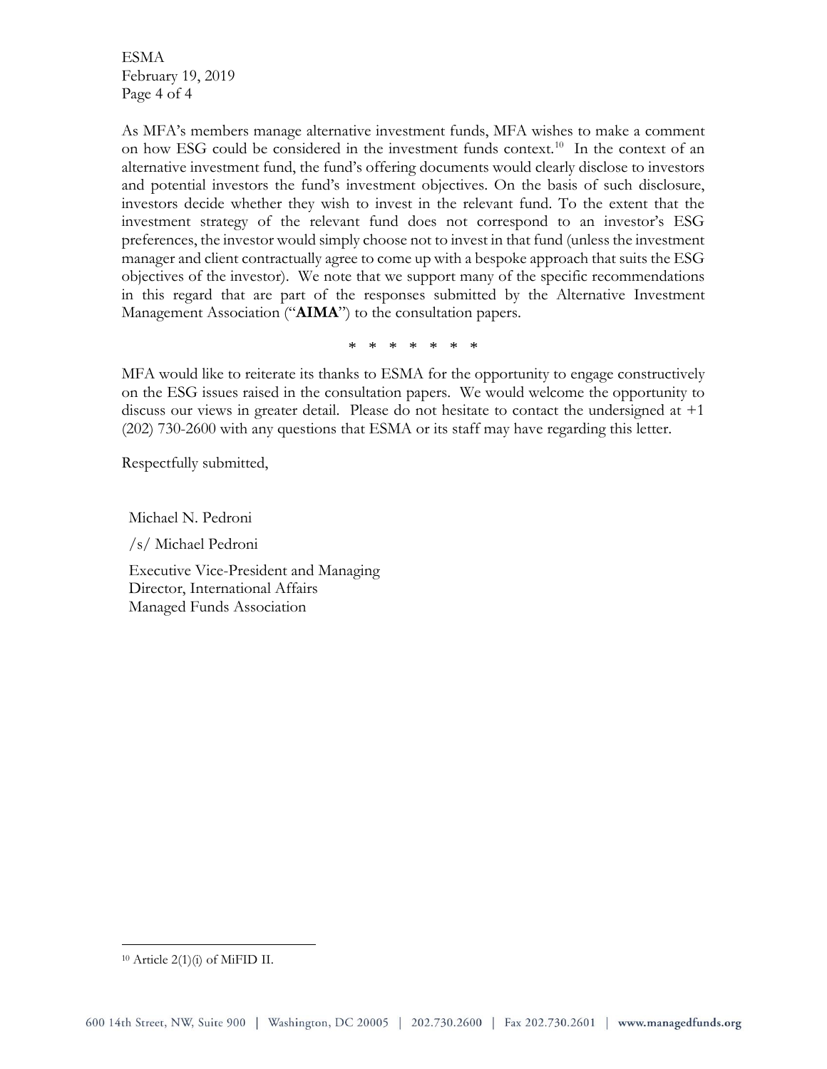As MFA's members manage alternative investment funds, MFA wishes to make a comment on how ESG could be considered in the investment funds context.[10] In the context of an alternative investment fund, the fund's offering documents would clearly disclose to investors and potential investors the fund's investment objectives. On the basis of such disclosure, investors decide whether they wish to invest in the relevant fund. To the extent that the investment strategy of the relevant fund does not correspond to an investor's ESG preferences, the investor would simply choose not to invest in that fund (unless the investment manager and client contractually agree to come up with a bespoke approach that suits the ESG objectives of the investor). We note that we support many of the specific recommendations in this regard that are part of the responses submitted by the Alternative Investment Management Association ("**AIMA**") to the consultation papers.

\* \* \* \* \* \* \*

MFA would like to reiterate its thanks to ESMA for the opportunity to engage constructively on the ESG issues raised in the consultation papers. We would welcome the opportunity to discuss our views in greater detail. Please do not hesitate to contact the undersigned at +1 (202) 730-2600 with any questions that ESMA or its staff may have regarding this letter.

Respectfully submitted,

Michael N. Pedroni

/s/ Michael Pedroni

Executive Vice-President and Managing Director, International Affairs
Managed Funds Association

[10] Article 2(1)(i) of MiFID II.